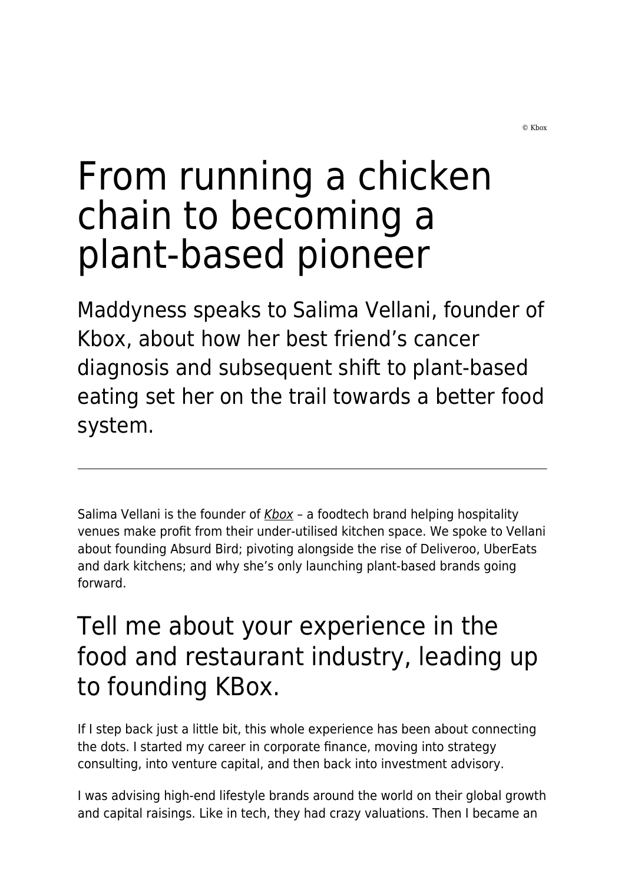© Kbox

# From running a chicken chain to becoming a plant-based pioneer

Maddyness speaks to Salima Vellani, founder of Kbox, about how her best friend's cancer diagnosis and subsequent shift to plant-based eating set her on the trail towards a better food system.

---

Salima Vellani is the founder of *Kbox* – a foodtech brand helping hospitality venues make profit from their under-utilised kitchen space. We spoke to Vellani about founding Absurd Bird; pivoting alongside the rise of Deliveroo, UberEats and dark kitchens; and why she's only launching plant-based brands going forward.

## Tell me about your experience in the food and restaurant industry, leading up to founding KBox.

If I step back just a little bit, this whole experience has been about connecting the dots. I started my career in corporate finance, moving into strategy consulting, into venture capital, and then back into investment advisory.

I was advising high-end lifestyle brands around the world on their global growth and capital raisings. Like in tech, they had crazy valuations. Then I became an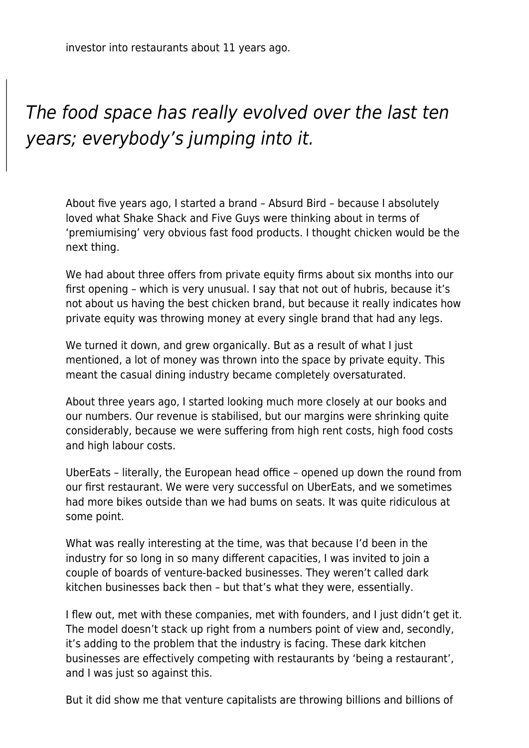investor into restaurants about 11 years ago.

> *The food space has really evolved over the last ten years; everybody's jumping into it.*

About five years ago, I started a brand – Absurd Bird – because I absolutely loved what Shake Shack and Five Guys were thinking about in terms of 'premiumising' very obvious fast food products. I thought chicken would be the next thing.

We had about three offers from private equity firms about six months into our first opening – which is very unusual. I say that not out of hubris, because it's not about us having the best chicken brand, but because it really indicates how private equity was throwing money at every single brand that had any legs.

We turned it down, and grew organically. But as a result of what I just mentioned, a lot of money was thrown into the space by private equity. This meant the casual dining industry became completely oversaturated.

About three years ago, I started looking much more closely at our books and our numbers. Our revenue is stabilised, but our margins were shrinking quite considerably, because we were suffering from high rent costs, high food costs and high labour costs.

UberEats – literally, the European head office – opened up down the round from our first restaurant. We were very successful on UberEats, and we sometimes had more bikes outside than we had bums on seats. It was quite ridiculous at some point.

What was really interesting at the time, was that because I'd been in the industry for so long in so many different capacities, I was invited to join a couple of boards of venture-backed businesses. They weren't called dark kitchen businesses back then – but that's what they were, essentially.

I flew out, met with these companies, met with founders, and I just didn't get it. The model doesn't stack up right from a numbers point of view and, secondly, it's adding to the problem that the industry is facing. These dark kitchen businesses are effectively competing with restaurants by 'being a restaurant', and I was just so against this.

But it did show me that venture capitalists are throwing billions and billions of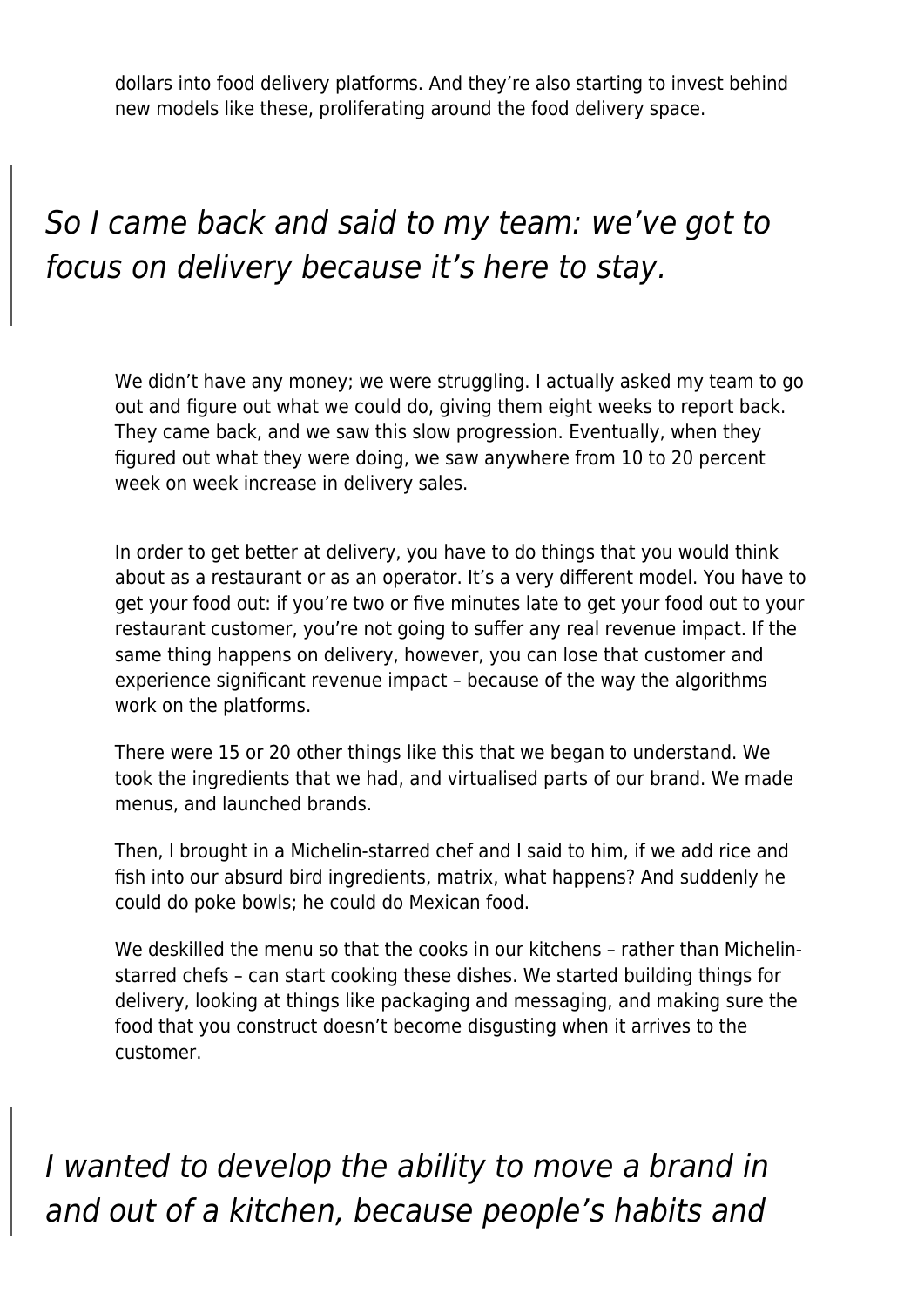dollars into food delivery platforms. And they're also starting to invest behind new models like these, proliferating around the food delivery space.

> *So I came back and said to my team: we've got to focus on delivery because it's here to stay.*

We didn't have any money; we were struggling. I actually asked my team to go out and figure out what we could do, giving them eight weeks to report back. They came back, and we saw this slow progression. Eventually, when they figured out what they were doing, we saw anywhere from 10 to 20 percent week on week increase in delivery sales.

In order to get better at delivery, you have to do things that you would think about as a restaurant or as an operator. It's a very different model. You have to get your food out: if you're two or five minutes late to get your food out to your restaurant customer, you're not going to suffer any real revenue impact. If the same thing happens on delivery, however, you can lose that customer and experience significant revenue impact – because of the way the algorithms work on the platforms.

There were 15 or 20 other things like this that we began to understand. We took the ingredients that we had, and virtualised parts of our brand. We made menus, and launched brands.

Then, I brought in a Michelin-starred chef and I said to him, if we add rice and fish into our absurd bird ingredients, matrix, what happens? And suddenly he could do poke bowls; he could do Mexican food.

We deskilled the menu so that the cooks in our kitchens – rather than Michelin-starred chefs – can start cooking these dishes. We started building things for delivery, looking at things like packaging and messaging, and making sure the food that you construct doesn't become disgusting when it arrives to the customer.

> *I wanted to develop the ability to move a brand in and out of a kitchen, because people's habits and*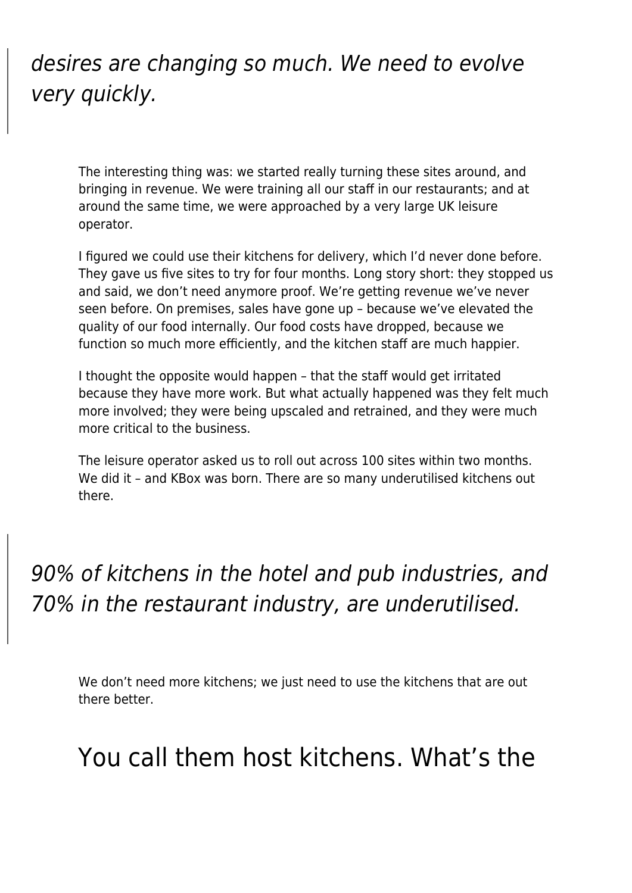> *desires are changing so much. We need to evolve very quickly.*

The interesting thing was: we started really turning these sites around, and bringing in revenue. We were training all our staff in our restaurants; and at around the same time, we were approached by a very large UK leisure operator.

I figured we could use their kitchens for delivery, which I'd never done before. They gave us five sites to try for four months. Long story short: they stopped us and said, we don't need anymore proof. We're getting revenue we've never seen before. On premises, sales have gone up – because we've elevated the quality of our food internally. Our food costs have dropped, because we function so much more efficiently, and the kitchen staff are much happier.

I thought the opposite would happen – that the staff would get irritated because they have more work. But what actually happened was they felt much more involved; they were being upscaled and retrained, and they were much more critical to the business.

The leisure operator asked us to roll out across 100 sites within two months. We did it – and KBox was born. There are so many underutilised kitchens out there.

> *90% of kitchens in the hotel and pub industries, and 70% in the restaurant industry, are underutilised.*

We don't need more kitchens; we just need to use the kitchens that are out there better.

## You call them host kitchens. What's the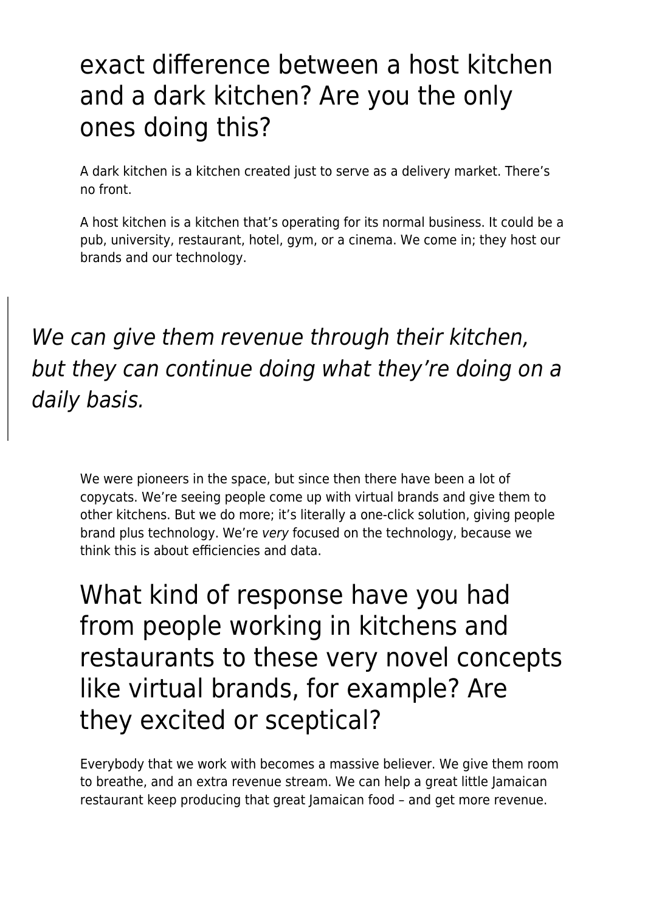## exact difference between a host kitchen and a dark kitchen? Are you the only ones doing this?

A dark kitchen is a kitchen created just to serve as a delivery market. There's no front.

A host kitchen is a kitchen that's operating for its normal business. It could be a pub, university, restaurant, hotel, gym, or a cinema. We come in; they host our brands and our technology.

> *We can give them revenue through their kitchen, but they can continue doing what they're doing on a daily basis.*

We were pioneers in the space, but since then there have been a lot of copycats. We're seeing people come up with virtual brands and give them to other kitchens. But we do more; it's literally a one-click solution, giving people brand plus technology. We're *very* focused on the technology, because we think this is about efficiencies and data.

## What kind of response have you had from people working in kitchens and restaurants to these very novel concepts like virtual brands, for example? Are they excited or sceptical?

Everybody that we work with becomes a massive believer. We give them room to breathe, and an extra revenue stream. We can help a great little Jamaican restaurant keep producing that great Jamaican food – and get more revenue.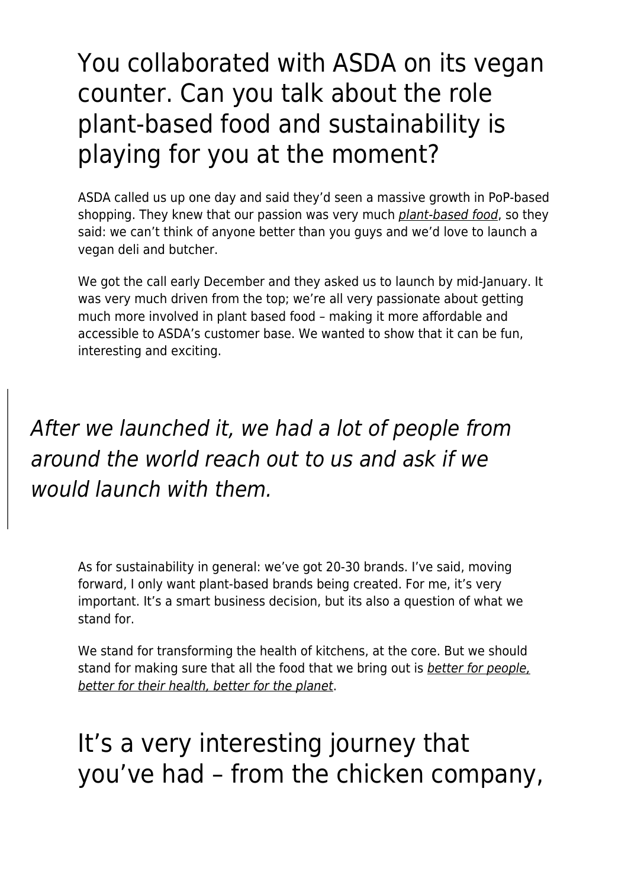## You collaborated with ASDA on its vegan counter. Can you talk about the role plant-based food and sustainability is playing for you at the moment?

ASDA called us up one day and said they'd seen a massive growth in PoP-based shopping. They knew that our passion was very much *plant-based food*, so they said: we can't think of anyone better than you guys and we'd love to launch a vegan deli and butcher.

We got the call early December and they asked us to launch by mid-January. It was very much driven from the top; we're all very passionate about getting much more involved in plant based food – making it more affordable and accessible to ASDA's customer base. We wanted to show that it can be fun, interesting and exciting.

> *After we launched it, we had a lot of people from around the world reach out to us and ask if we would launch with them.*

As for sustainability in general: we've got 20-30 brands. I've said, moving forward, I only want plant-based brands being created. For me, it's very important. It's a smart business decision, but its also a question of what we stand for.

We stand for transforming the health of kitchens, at the core. But we should stand for making sure that all the food that we bring out is *better for people, better for their health, better for the planet*.

## It's a very interesting journey that you've had – from the chicken company,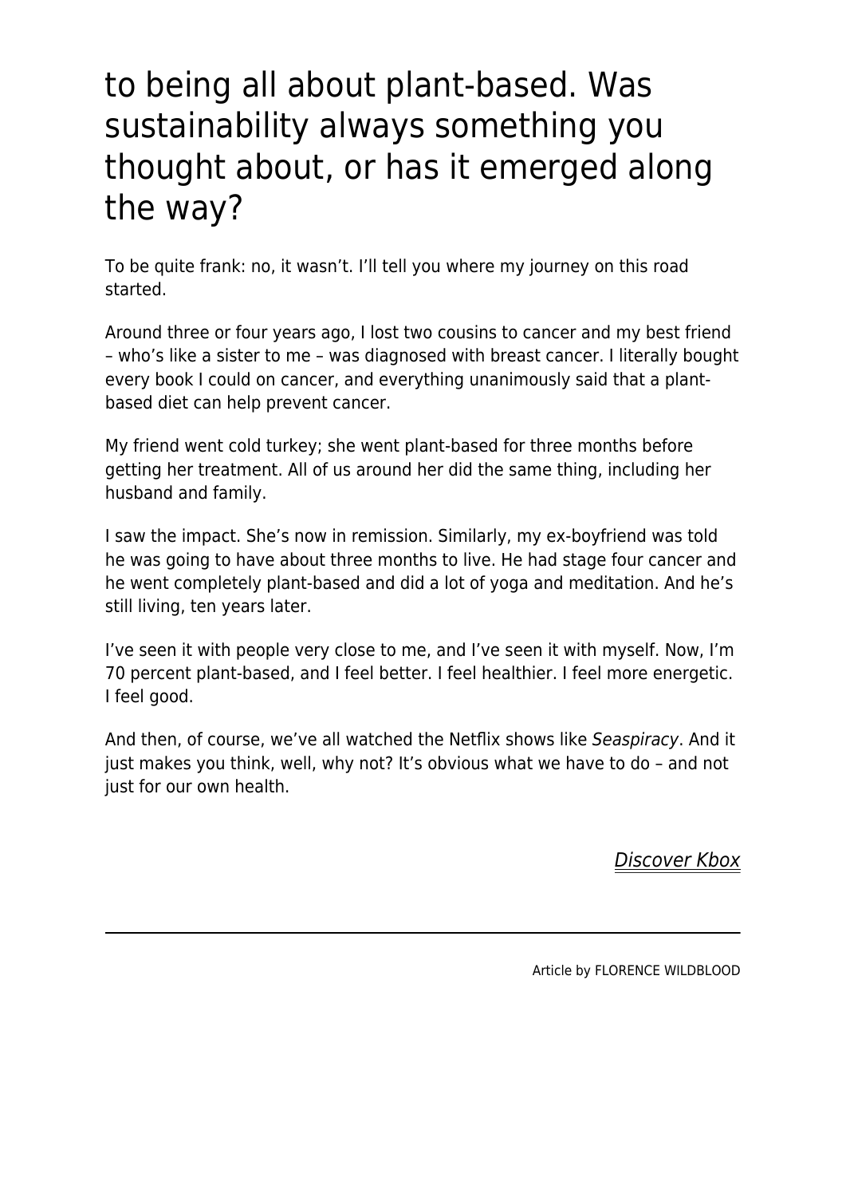## to being all about plant-based. Was sustainability always something you thought about, or has it emerged along the way?

To be quite frank: no, it wasn't. I'll tell you where my journey on this road started.

Around three or four years ago, I lost two cousins to cancer and my best friend – who's like a sister to me – was diagnosed with breast cancer. I literally bought every book I could on cancer, and everything unanimously said that a plant-based diet can help prevent cancer.

My friend went cold turkey; she went plant-based for three months before getting her treatment. All of us around her did the same thing, including her husband and family.

I saw the impact. She's now in remission. Similarly, my ex-boyfriend was told he was going to have about three months to live. He had stage four cancer and he went completely plant-based and did a lot of yoga and meditation. And he's still living, ten years later.

I've seen it with people very close to me, and I've seen it with myself. Now, I'm 70 percent plant-based, and I feel better. I feel healthier. I feel more energetic. I feel good.

And then, of course, we've all watched the Netflix shows like *Seaspiracy*. And it just makes you think, well, why not? It's obvious what we have to do – and not just for our own health.

*Discover Kbox*

---

Article by FLORENCE WILDBLOOD